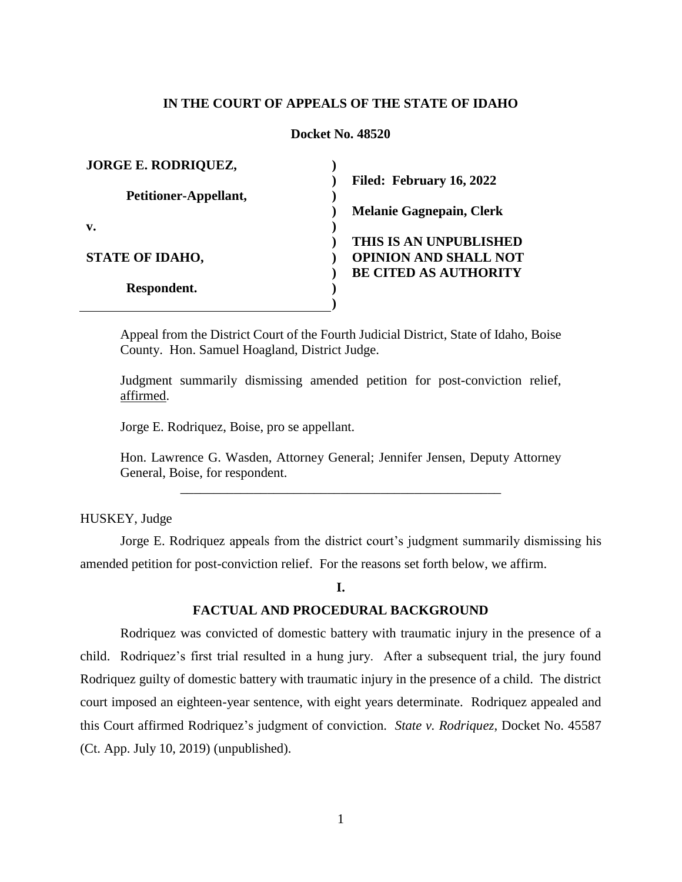**IN THE COURT OF APPEALS OF THE STATE OF IDAHO**

**Docket No. 48520**

| | |
|---|---|
| **JORGE E. RODRIQUEZ,** | |
| | **Filed: February 16, 2022** |
| **Petitioner-Appellant,** | |
| | **Melanie Gagnepain, Clerk** |
| **v.** | |
| | **THIS IS AN UNPUBLISHED** |
| **STATE OF IDAHO,** | **OPINION AND SHALL NOT** |
| | **BE CITED AS AUTHORITY** |
| **Respondent.** | |

Appeal from the District Court of the Fourth Judicial District, State of Idaho, Boise County. Hon. Samuel Hoagland, District Judge.

Judgment summarily dismissing amended petition for post-conviction relief, affirmed.

Jorge E. Rodriquez, Boise, pro se appellant.

Hon. Lawrence G. Wasden, Attorney General; Jennifer Jensen, Deputy Attorney General, Boise, for respondent.

---

HUSKEY, Judge

Jorge E. Rodriquez appeals from the district court's judgment summarily dismissing his amended petition for post-conviction relief. For the reasons set forth below, we affirm.

## I.

## FACTUAL AND PROCEDURAL BACKGROUND

Rodriquez was convicted of domestic battery with traumatic injury in the presence of a child. Rodriquez's first trial resulted in a hung jury. After a subsequent trial, the jury found Rodriquez guilty of domestic battery with traumatic injury in the presence of a child. The district court imposed an eighteen-year sentence, with eight years determinate. Rodriquez appealed and this Court affirmed Rodriquez's judgment of conviction. *State v. Rodriquez*, Docket No. 45587 (Ct. App. July 10, 2019) (unpublished).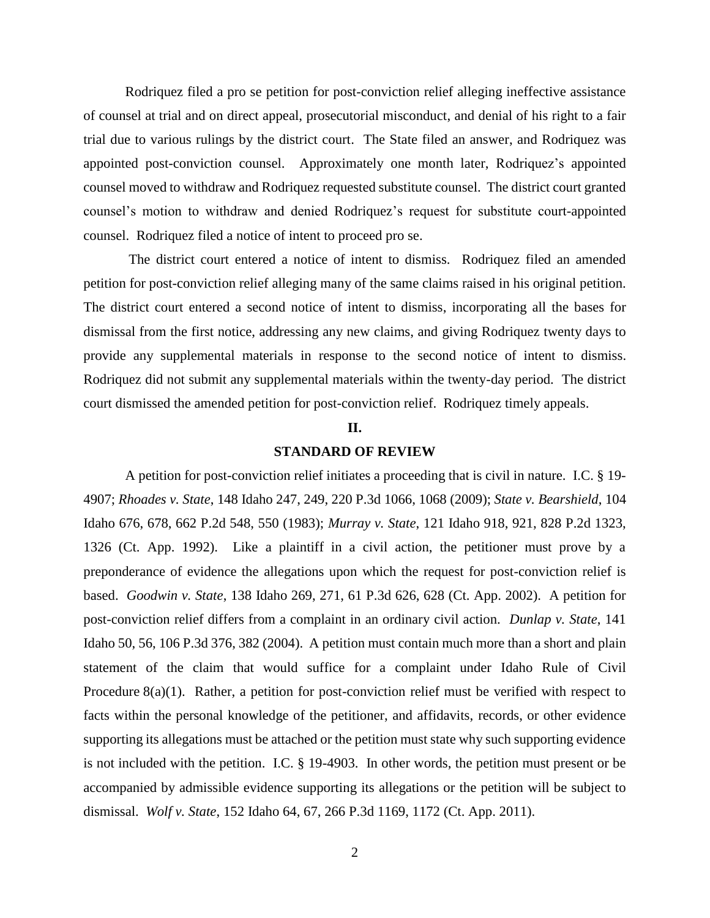Rodriquez filed a pro se petition for post-conviction relief alleging ineffective assistance of counsel at trial and on direct appeal, prosecutorial misconduct, and denial of his right to a fair trial due to various rulings by the district court. The State filed an answer, and Rodriquez was appointed post-conviction counsel. Approximately one month later, Rodriquez's appointed counsel moved to withdraw and Rodriquez requested substitute counsel. The district court granted counsel's motion to withdraw and denied Rodriquez's request for substitute court-appointed counsel. Rodriquez filed a notice of intent to proceed pro se.

The district court entered a notice of intent to dismiss. Rodriquez filed an amended petition for post-conviction relief alleging many of the same claims raised in his original petition. The district court entered a second notice of intent to dismiss, incorporating all the bases for dismissal from the first notice, addressing any new claims, and giving Rodriquez twenty days to provide any supplemental materials in response to the second notice of intent to dismiss. Rodriquez did not submit any supplemental materials within the twenty-day period. The district court dismissed the amended petition for post-conviction relief. Rodriquez timely appeals.

## II.

## STANDARD OF REVIEW

A petition for post-conviction relief initiates a proceeding that is civil in nature. I.C. § 19-4907; *Rhoades v. State*, 148 Idaho 247, 249, 220 P.3d 1066, 1068 (2009); *State v. Bearshield*, 104 Idaho 676, 678, 662 P.2d 548, 550 (1983); *Murray v. State*, 121 Idaho 918, 921, 828 P.2d 1323, 1326 (Ct. App. 1992). Like a plaintiff in a civil action, the petitioner must prove by a preponderance of evidence the allegations upon which the request for post-conviction relief is based. *Goodwin v. State*, 138 Idaho 269, 271, 61 P.3d 626, 628 (Ct. App. 2002). A petition for post-conviction relief differs from a complaint in an ordinary civil action. *Dunlap v. State*, 141 Idaho 50, 56, 106 P.3d 376, 382 (2004). A petition must contain much more than a short and plain statement of the claim that would suffice for a complaint under Idaho Rule of Civil Procedure 8(a)(1). Rather, a petition for post-conviction relief must be verified with respect to facts within the personal knowledge of the petitioner, and affidavits, records, or other evidence supporting its allegations must be attached or the petition must state why such supporting evidence is not included with the petition. I.C. § 19-4903. In other words, the petition must present or be accompanied by admissible evidence supporting its allegations or the petition will be subject to dismissal. *Wolf v. State*, 152 Idaho 64, 67, 266 P.3d 1169, 1172 (Ct. App. 2011).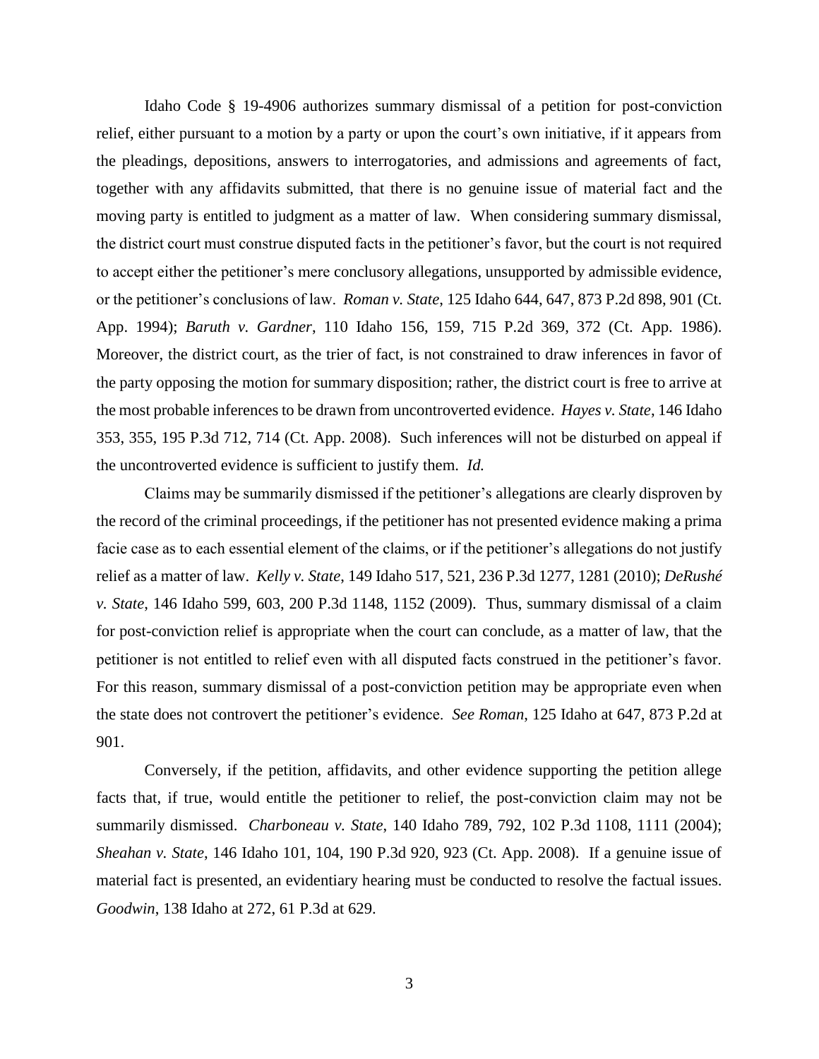Idaho Code § 19-4906 authorizes summary dismissal of a petition for post-conviction relief, either pursuant to a motion by a party or upon the court's own initiative, if it appears from the pleadings, depositions, answers to interrogatories, and admissions and agreements of fact, together with any affidavits submitted, that there is no genuine issue of material fact and the moving party is entitled to judgment as a matter of law. When considering summary dismissal, the district court must construe disputed facts in the petitioner's favor, but the court is not required to accept either the petitioner's mere conclusory allegations, unsupported by admissible evidence, or the petitioner's conclusions of law. *Roman v. State*, 125 Idaho 644, 647, 873 P.2d 898, 901 (Ct. App. 1994); *Baruth v. Gardner*, 110 Idaho 156, 159, 715 P.2d 369, 372 (Ct. App. 1986). Moreover, the district court, as the trier of fact, is not constrained to draw inferences in favor of the party opposing the motion for summary disposition; rather, the district court is free to arrive at the most probable inferences to be drawn from uncontroverted evidence. *Hayes v. State*, 146 Idaho 353, 355, 195 P.3d 712, 714 (Ct. App. 2008). Such inferences will not be disturbed on appeal if the uncontroverted evidence is sufficient to justify them. *Id.*

Claims may be summarily dismissed if the petitioner's allegations are clearly disproven by the record of the criminal proceedings, if the petitioner has not presented evidence making a prima facie case as to each essential element of the claims, or if the petitioner's allegations do not justify relief as a matter of law. *Kelly v. State*, 149 Idaho 517, 521, 236 P.3d 1277, 1281 (2010); *DeRushé v. State*, 146 Idaho 599, 603, 200 P.3d 1148, 1152 (2009). Thus, summary dismissal of a claim for post-conviction relief is appropriate when the court can conclude, as a matter of law, that the petitioner is not entitled to relief even with all disputed facts construed in the petitioner's favor. For this reason, summary dismissal of a post-conviction petition may be appropriate even when the state does not controvert the petitioner's evidence. *See Roman*, 125 Idaho at 647, 873 P.2d at 901.

Conversely, if the petition, affidavits, and other evidence supporting the petition allege facts that, if true, would entitle the petitioner to relief, the post-conviction claim may not be summarily dismissed. *Charboneau v. State*, 140 Idaho 789, 792, 102 P.3d 1108, 1111 (2004); *Sheahan v. State*, 146 Idaho 101, 104, 190 P.3d 920, 923 (Ct. App. 2008). If a genuine issue of material fact is presented, an evidentiary hearing must be conducted to resolve the factual issues. *Goodwin*, 138 Idaho at 272, 61 P.3d at 629.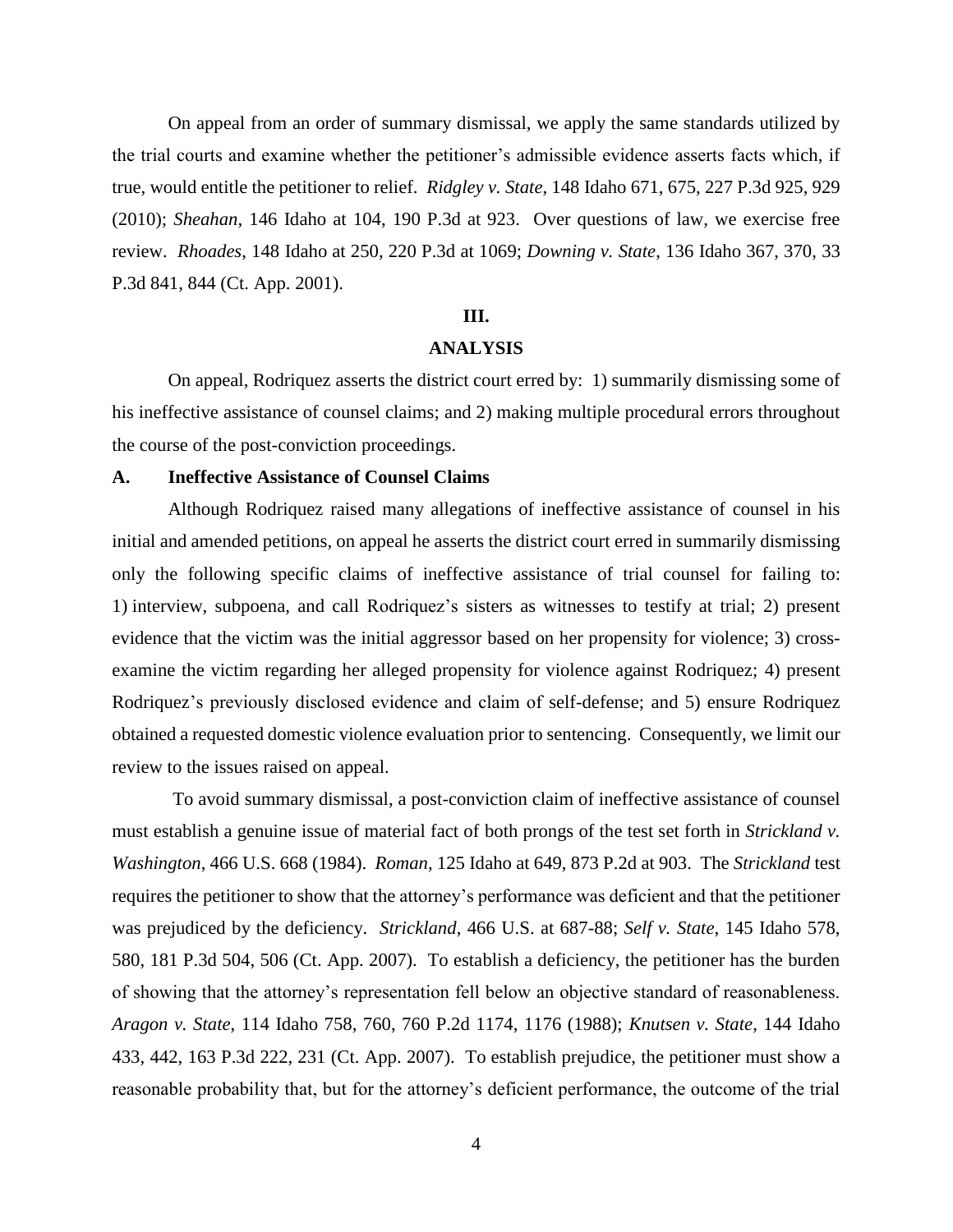On appeal from an order of summary dismissal, we apply the same standards utilized by the trial courts and examine whether the petitioner's admissible evidence asserts facts which, if true, would entitle the petitioner to relief. *Ridgley v. State*, 148 Idaho 671, 675, 227 P.3d 925, 929 (2010); *Sheahan*, 146 Idaho at 104, 190 P.3d at 923. Over questions of law, we exercise free review. *Rhoades*, 148 Idaho at 250, 220 P.3d at 1069; *Downing v. State*, 136 Idaho 367, 370, 33 P.3d 841, 844 (Ct. App. 2001).

# III.

# ANALYSIS

On appeal, Rodriquez asserts the district court erred by: 1) summarily dismissing some of his ineffective assistance of counsel claims; and 2) making multiple procedural errors throughout the course of the post-conviction proceedings.

## A. Ineffective Assistance of Counsel Claims

Although Rodriquez raised many allegations of ineffective assistance of counsel in his initial and amended petitions, on appeal he asserts the district court erred in summarily dismissing only the following specific claims of ineffective assistance of trial counsel for failing to: 1) interview, subpoena, and call Rodriquez's sisters as witnesses to testify at trial; 2) present evidence that the victim was the initial aggressor based on her propensity for violence; 3) cross-examine the victim regarding her alleged propensity for violence against Rodriquez; 4) present Rodriquez's previously disclosed evidence and claim of self-defense; and 5) ensure Rodriquez obtained a requested domestic violence evaluation prior to sentencing. Consequently, we limit our review to the issues raised on appeal.

To avoid summary dismissal, a post-conviction claim of ineffective assistance of counsel must establish a genuine issue of material fact of both prongs of the test set forth in *Strickland v. Washington*, 466 U.S. 668 (1984). *Roman*, 125 Idaho at 649, 873 P.2d at 903. The *Strickland* test requires the petitioner to show that the attorney's performance was deficient and that the petitioner was prejudiced by the deficiency. *Strickland*, 466 U.S. at 687-88; *Self v. State*, 145 Idaho 578, 580, 181 P.3d 504, 506 (Ct. App. 2007). To establish a deficiency, the petitioner has the burden of showing that the attorney's representation fell below an objective standard of reasonableness. *Aragon v. State*, 114 Idaho 758, 760, 760 P.2d 1174, 1176 (1988); *Knutsen v. State*, 144 Idaho 433, 442, 163 P.3d 222, 231 (Ct. App. 2007). To establish prejudice, the petitioner must show a reasonable probability that, but for the attorney's deficient performance, the outcome of the trial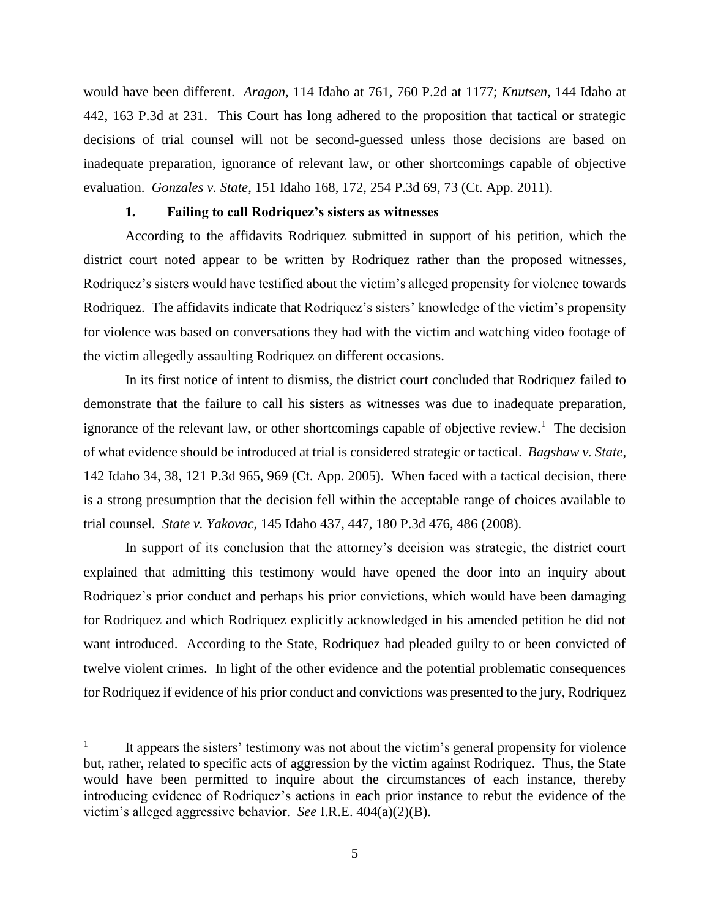would have been different. *Aragon*, 114 Idaho at 761, 760 P.2d at 1177; *Knutsen*, 144 Idaho at 442, 163 P.3d at 231. This Court has long adhered to the proposition that tactical or strategic decisions of trial counsel will not be second-guessed unless those decisions are based on inadequate preparation, ignorance of relevant law, or other shortcomings capable of objective evaluation. *Gonzales v. State*, 151 Idaho 168, 172, 254 P.3d 69, 73 (Ct. App. 2011).

### 1. Failing to call Rodriquez's sisters as witnesses

According to the affidavits Rodriquez submitted in support of his petition, which the district court noted appear to be written by Rodriquez rather than the proposed witnesses, Rodriquez's sisters would have testified about the victim's alleged propensity for violence towards Rodriquez. The affidavits indicate that Rodriquez's sisters' knowledge of the victim's propensity for violence was based on conversations they had with the victim and watching video footage of the victim allegedly assaulting Rodriquez on different occasions.

In its first notice of intent to dismiss, the district court concluded that Rodriquez failed to demonstrate that the failure to call his sisters as witnesses was due to inadequate preparation, ignorance of the relevant law, or other shortcomings capable of objective review.[1] The decision of what evidence should be introduced at trial is considered strategic or tactical. *Bagshaw v. State*, 142 Idaho 34, 38, 121 P.3d 965, 969 (Ct. App. 2005). When faced with a tactical decision, there is a strong presumption that the decision fell within the acceptable range of choices available to trial counsel. *State v. Yakovac*, 145 Idaho 437, 447, 180 P.3d 476, 486 (2008).

In support of its conclusion that the attorney's decision was strategic, the district court explained that admitting this testimony would have opened the door into an inquiry about Rodriquez's prior conduct and perhaps his prior convictions, which would have been damaging for Rodriquez and which Rodriquez explicitly acknowledged in his amended petition he did not want introduced. According to the State, Rodriquez had pleaded guilty to or been convicted of twelve violent crimes. In light of the other evidence and the potential problematic consequences for Rodriquez if evidence of his prior conduct and convictions was presented to the jury, Rodriquez

---

[1] It appears the sisters' testimony was not about the victim's general propensity for violence but, rather, related to specific acts of aggression by the victim against Rodriquez. Thus, the State would have been permitted to inquire about the circumstances of each instance, thereby introducing evidence of Rodriquez's actions in each prior instance to rebut the evidence of the victim's alleged aggressive behavior. *See* I.R.E. 404(a)(2)(B).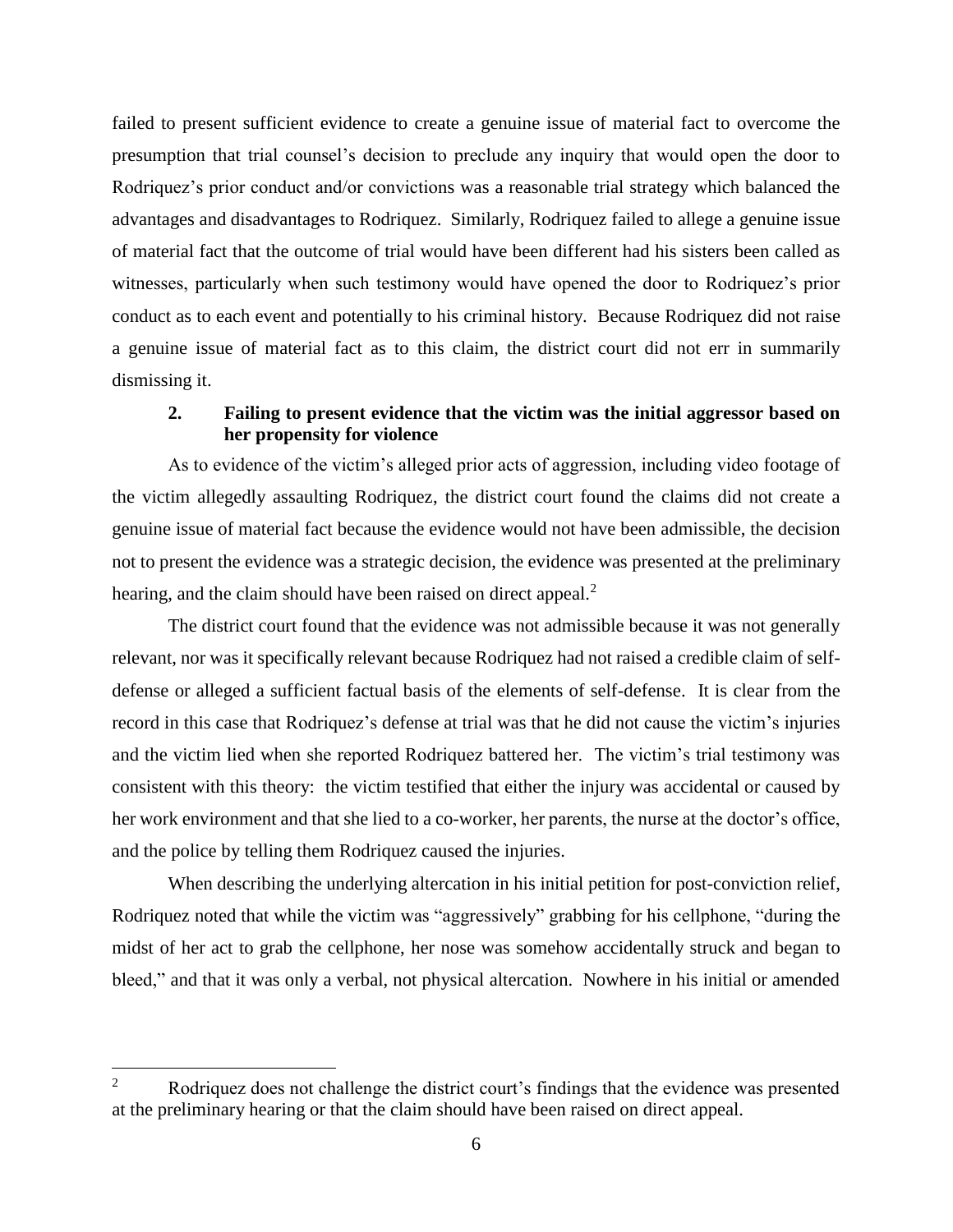failed to present sufficient evidence to create a genuine issue of material fact to overcome the presumption that trial counsel's decision to preclude any inquiry that would open the door to Rodriquez's prior conduct and/or convictions was a reasonable trial strategy which balanced the advantages and disadvantages to Rodriquez. Similarly, Rodriquez failed to allege a genuine issue of material fact that the outcome of trial would have been different had his sisters been called as witnesses, particularly when such testimony would have opened the door to Rodriquez's prior conduct as to each event and potentially to his criminal history. Because Rodriquez did not raise a genuine issue of material fact as to this claim, the district court did not err in summarily dismissing it.

### 2. Failing to present evidence that the victim was the initial aggressor based on her propensity for violence

As to evidence of the victim's alleged prior acts of aggression, including video footage of the victim allegedly assaulting Rodriquez, the district court found the claims did not create a genuine issue of material fact because the evidence would not have been admissible, the decision not to present the evidence was a strategic decision, the evidence was presented at the preliminary hearing, and the claim should have been raised on direct appeal.[2]

The district court found that the evidence was not admissible because it was not generally relevant, nor was it specifically relevant because Rodriquez had not raised a credible claim of self-defense or alleged a sufficient factual basis of the elements of self-defense. It is clear from the record in this case that Rodriquez's defense at trial was that he did not cause the victim's injuries and the victim lied when she reported Rodriquez battered her. The victim's trial testimony was consistent with this theory: the victim testified that either the injury was accidental or caused by her work environment and that she lied to a co-worker, her parents, the nurse at the doctor's office, and the police by telling them Rodriquez caused the injuries.

When describing the underlying altercation in his initial petition for post-conviction relief, Rodriquez noted that while the victim was "aggressively" grabbing for his cellphone, "during the midst of her act to grab the cellphone, her nose was somehow accidentally struck and began to bleed," and that it was only a verbal, not physical altercation. Nowhere in his initial or amended

---

[2] Rodriquez does not challenge the district court's findings that the evidence was presented at the preliminary hearing or that the claim should have been raised on direct appeal.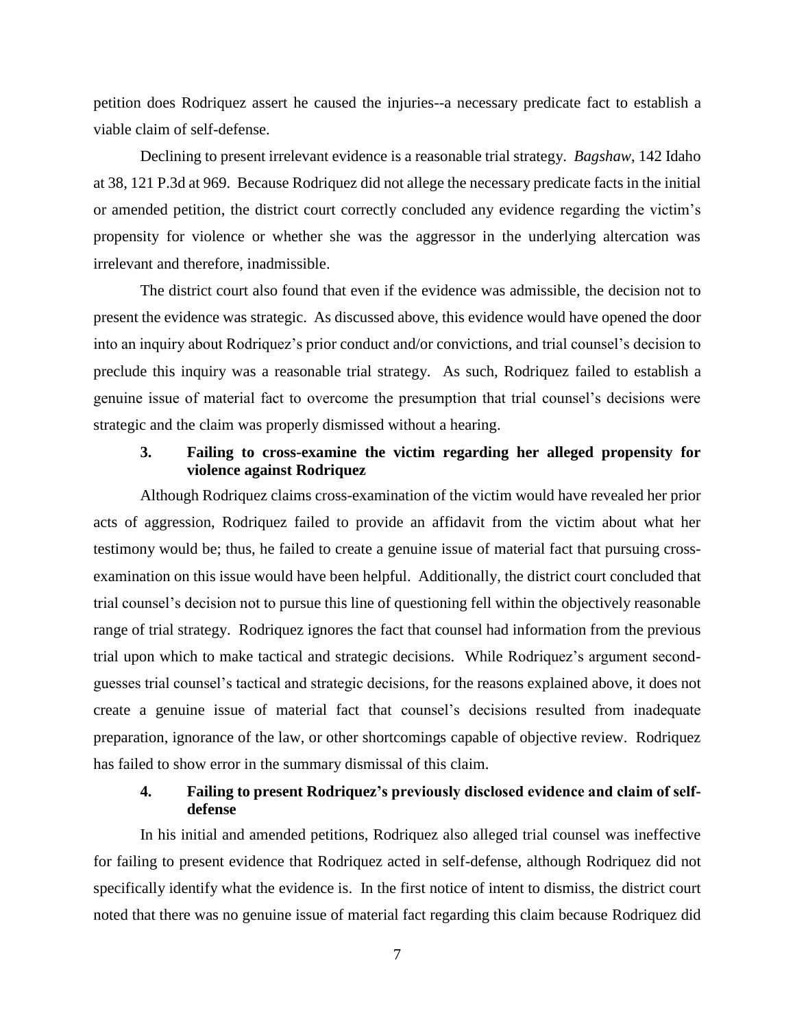petition does Rodriquez assert he caused the injuries--a necessary predicate fact to establish a viable claim of self-defense.

Declining to present irrelevant evidence is a reasonable trial strategy. *Bagshaw*, 142 Idaho at 38, 121 P.3d at 969. Because Rodriquez did not allege the necessary predicate facts in the initial or amended petition, the district court correctly concluded any evidence regarding the victim's propensity for violence or whether she was the aggressor in the underlying altercation was irrelevant and therefore, inadmissible.

The district court also found that even if the evidence was admissible, the decision not to present the evidence was strategic. As discussed above, this evidence would have opened the door into an inquiry about Rodriquez's prior conduct and/or convictions, and trial counsel's decision to preclude this inquiry was a reasonable trial strategy. As such, Rodriquez failed to establish a genuine issue of material fact to overcome the presumption that trial counsel's decisions were strategic and the claim was properly dismissed without a hearing.

### 3. Failing to cross-examine the victim regarding her alleged propensity for violence against Rodriquez

Although Rodriquez claims cross-examination of the victim would have revealed her prior acts of aggression, Rodriquez failed to provide an affidavit from the victim about what her testimony would be; thus, he failed to create a genuine issue of material fact that pursuing cross-examination on this issue would have been helpful. Additionally, the district court concluded that trial counsel's decision not to pursue this line of questioning fell within the objectively reasonable range of trial strategy. Rodriquez ignores the fact that counsel had information from the previous trial upon which to make tactical and strategic decisions. While Rodriquez's argument second-guesses trial counsel's tactical and strategic decisions, for the reasons explained above, it does not create a genuine issue of material fact that counsel's decisions resulted from inadequate preparation, ignorance of the law, or other shortcomings capable of objective review. Rodriquez has failed to show error in the summary dismissal of this claim.

### 4. Failing to present Rodriquez's previously disclosed evidence and claim of self-defense

In his initial and amended petitions, Rodriquez also alleged trial counsel was ineffective for failing to present evidence that Rodriquez acted in self-defense, although Rodriquez did not specifically identify what the evidence is. In the first notice of intent to dismiss, the district court noted that there was no genuine issue of material fact regarding this claim because Rodriquez did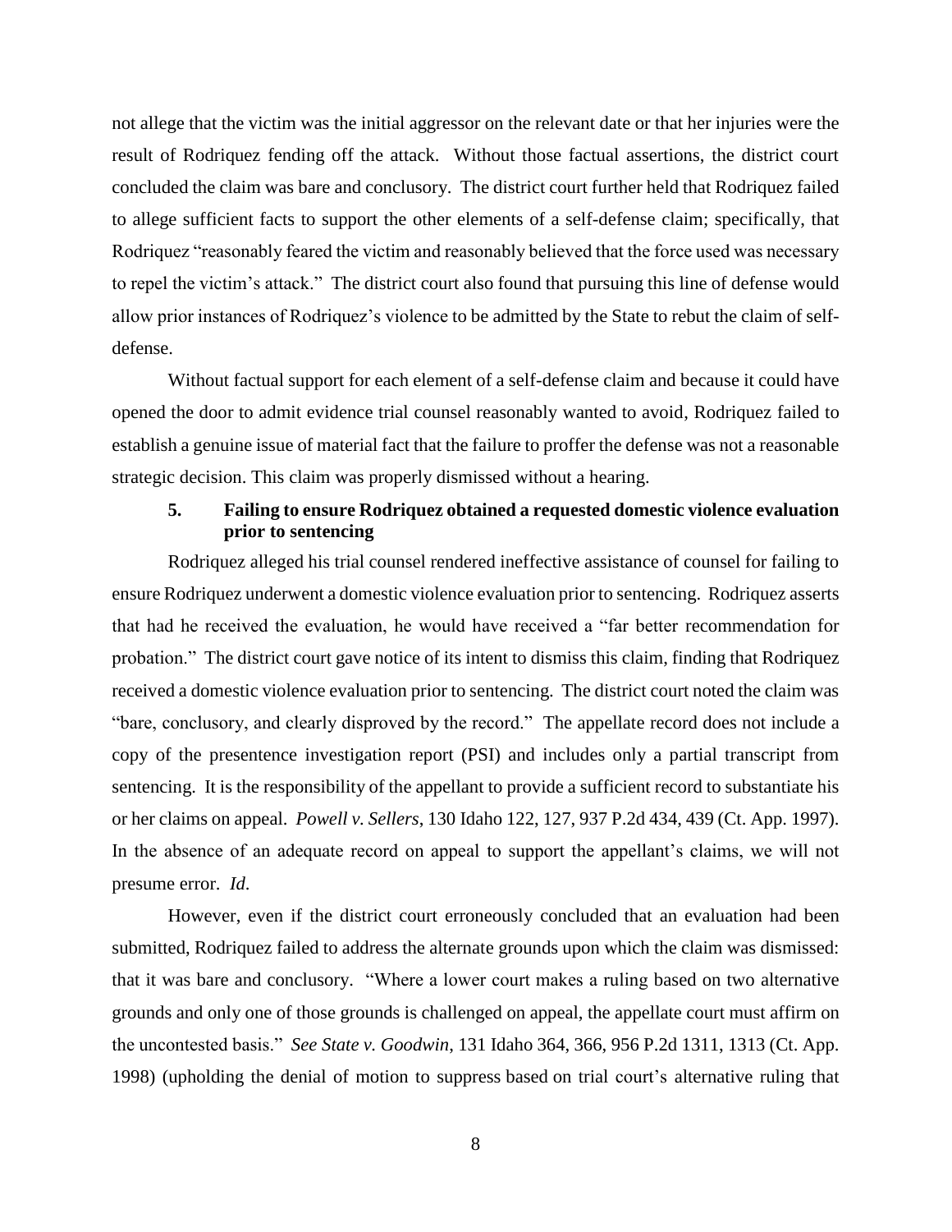not allege that the victim was the initial aggressor on the relevant date or that her injuries were the result of Rodriquez fending off the attack. Without those factual assertions, the district court concluded the claim was bare and conclusory. The district court further held that Rodriquez failed to allege sufficient facts to support the other elements of a self-defense claim; specifically, that Rodriquez "reasonably feared the victim and reasonably believed that the force used was necessary to repel the victim's attack." The district court also found that pursuing this line of defense would allow prior instances of Rodriquez's violence to be admitted by the State to rebut the claim of self-defense.

Without factual support for each element of a self-defense claim and because it could have opened the door to admit evidence trial counsel reasonably wanted to avoid, Rodriquez failed to establish a genuine issue of material fact that the failure to proffer the defense was not a reasonable strategic decision. This claim was properly dismissed without a hearing.

### 5. Failing to ensure Rodriquez obtained a requested domestic violence evaluation prior to sentencing

Rodriquez alleged his trial counsel rendered ineffective assistance of counsel for failing to ensure Rodriquez underwent a domestic violence evaluation prior to sentencing. Rodriquez asserts that had he received the evaluation, he would have received a "far better recommendation for probation." The district court gave notice of its intent to dismiss this claim, finding that Rodriquez received a domestic violence evaluation prior to sentencing. The district court noted the claim was "bare, conclusory, and clearly disproved by the record." The appellate record does not include a copy of the presentence investigation report (PSI) and includes only a partial transcript from sentencing. It is the responsibility of the appellant to provide a sufficient record to substantiate his or her claims on appeal. *Powell v. Sellers*, 130 Idaho 122, 127, 937 P.2d 434, 439 (Ct. App. 1997). In the absence of an adequate record on appeal to support the appellant's claims, we will not presume error. *Id*.

However, even if the district court erroneously concluded that an evaluation had been submitted, Rodriquez failed to address the alternate grounds upon which the claim was dismissed: that it was bare and conclusory. "Where a lower court makes a ruling based on two alternative grounds and only one of those grounds is challenged on appeal, the appellate court must affirm on the uncontested basis." *See State v. Goodwin*, 131 Idaho 364, 366, 956 P.2d 1311, 1313 (Ct. App. 1998) (upholding the denial of motion to suppress based on trial court's alternative ruling that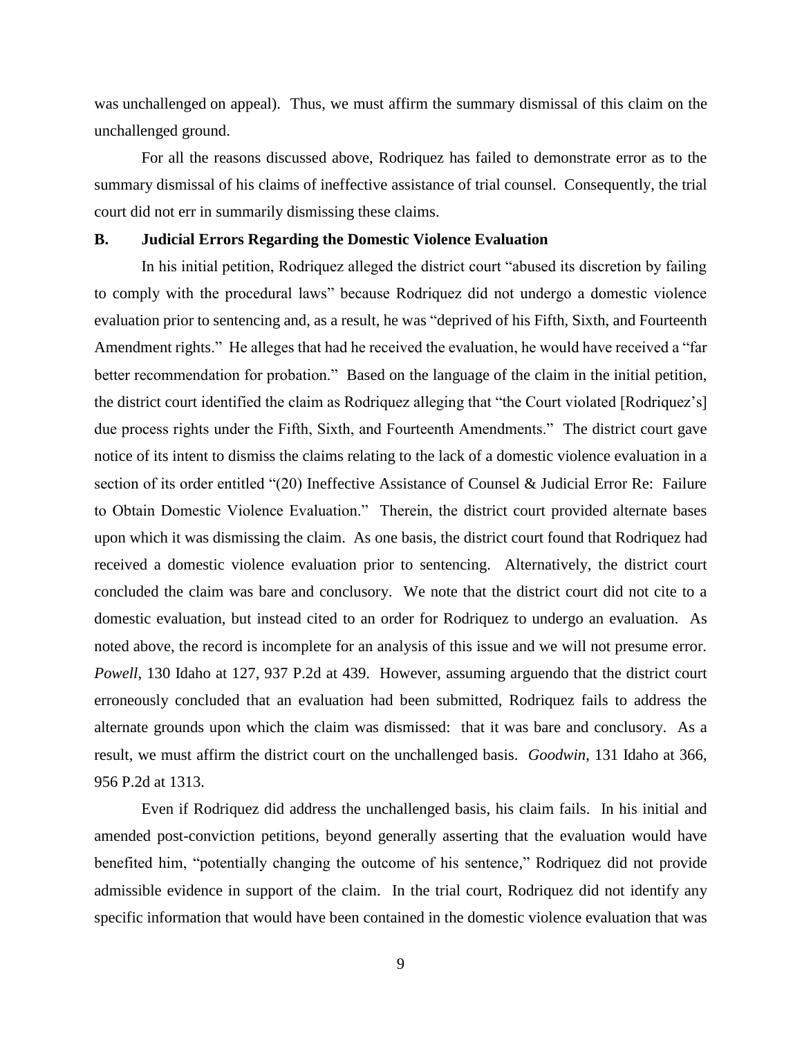was unchallenged on appeal). Thus, we must affirm the summary dismissal of this claim on the unchallenged ground.

For all the reasons discussed above, Rodriquez has failed to demonstrate error as to the summary dismissal of his claims of ineffective assistance of trial counsel. Consequently, the trial court did not err in summarily dismissing these claims.

### B. Judicial Errors Regarding the Domestic Violence Evaluation

In his initial petition, Rodriquez alleged the district court "abused its discretion by failing to comply with the procedural laws" because Rodriquez did not undergo a domestic violence evaluation prior to sentencing and, as a result, he was "deprived of his Fifth, Sixth, and Fourteenth Amendment rights." He alleges that had he received the evaluation, he would have received a "far better recommendation for probation." Based on the language of the claim in the initial petition, the district court identified the claim as Rodriquez alleging that "the Court violated [Rodriquez's] due process rights under the Fifth, Sixth, and Fourteenth Amendments." The district court gave notice of its intent to dismiss the claims relating to the lack of a domestic violence evaluation in a section of its order entitled "(20) Ineffective Assistance of Counsel & Judicial Error Re: Failure to Obtain Domestic Violence Evaluation." Therein, the district court provided alternate bases upon which it was dismissing the claim. As one basis, the district court found that Rodriquez had received a domestic violence evaluation prior to sentencing. Alternatively, the district court concluded the claim was bare and conclusory. We note that the district court did not cite to a domestic evaluation, but instead cited to an order for Rodriquez to undergo an evaluation. As noted above, the record is incomplete for an analysis of this issue and we will not presume error. *Powell*, 130 Idaho at 127, 937 P.2d at 439. However, assuming arguendo that the district court erroneously concluded that an evaluation had been submitted, Rodriquez fails to address the alternate grounds upon which the claim was dismissed: that it was bare and conclusory. As a result, we must affirm the district court on the unchallenged basis. *Goodwin*, 131 Idaho at 366, 956 P.2d at 1313.

Even if Rodriquez did address the unchallenged basis, his claim fails. In his initial and amended post-conviction petitions, beyond generally asserting that the evaluation would have benefited him, "potentially changing the outcome of his sentence," Rodriquez did not provide admissible evidence in support of the claim. In the trial court, Rodriquez did not identify any specific information that would have been contained in the domestic violence evaluation that was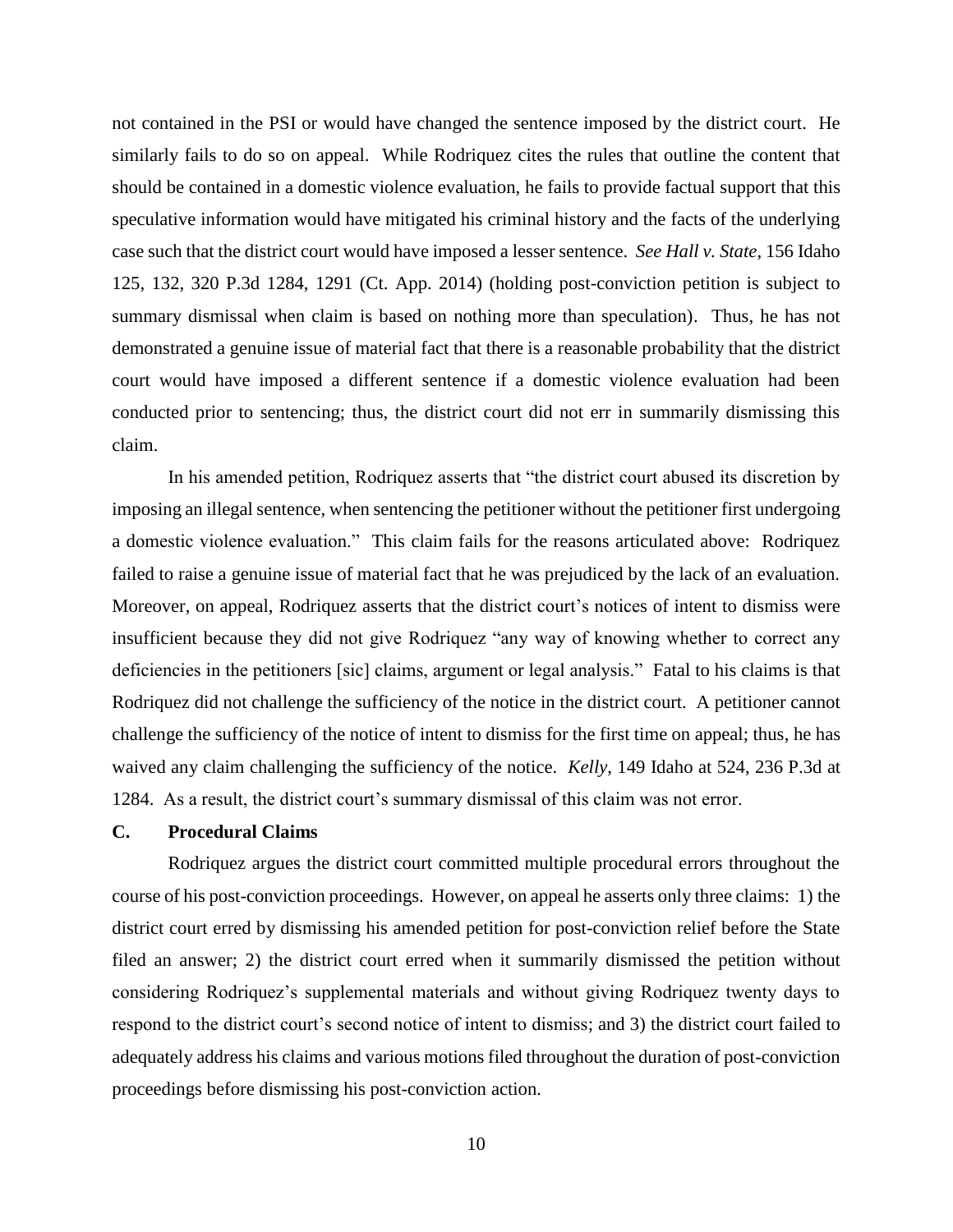not contained in the PSI or would have changed the sentence imposed by the district court. He similarly fails to do so on appeal. While Rodriquez cites the rules that outline the content that should be contained in a domestic violence evaluation, he fails to provide factual support that this speculative information would have mitigated his criminal history and the facts of the underlying case such that the district court would have imposed a lesser sentence. *See Hall v. State*, 156 Idaho 125, 132, 320 P.3d 1284, 1291 (Ct. App. 2014) (holding post-conviction petition is subject to summary dismissal when claim is based on nothing more than speculation). Thus, he has not demonstrated a genuine issue of material fact that there is a reasonable probability that the district court would have imposed a different sentence if a domestic violence evaluation had been conducted prior to sentencing; thus, the district court did not err in summarily dismissing this claim.

In his amended petition, Rodriquez asserts that "the district court abused its discretion by imposing an illegal sentence, when sentencing the petitioner without the petitioner first undergoing a domestic violence evaluation." This claim fails for the reasons articulated above: Rodriquez failed to raise a genuine issue of material fact that he was prejudiced by the lack of an evaluation. Moreover, on appeal, Rodriquez asserts that the district court's notices of intent to dismiss were insufficient because they did not give Rodriquez "any way of knowing whether to correct any deficiencies in the petitioners [sic] claims, argument or legal analysis." Fatal to his claims is that Rodriquez did not challenge the sufficiency of the notice in the district court. A petitioner cannot challenge the sufficiency of the notice of intent to dismiss for the first time on appeal; thus, he has waived any claim challenging the sufficiency of the notice. *Kelly*, 149 Idaho at 524, 236 P.3d at 1284. As a result, the district court's summary dismissal of this claim was not error.

### C. Procedural Claims

Rodriquez argues the district court committed multiple procedural errors throughout the course of his post-conviction proceedings. However, on appeal he asserts only three claims: 1) the district court erred by dismissing his amended petition for post-conviction relief before the State filed an answer; 2) the district court erred when it summarily dismissed the petition without considering Rodriquez's supplemental materials and without giving Rodriquez twenty days to respond to the district court's second notice of intent to dismiss; and 3) the district court failed to adequately address his claims and various motions filed throughout the duration of post-conviction proceedings before dismissing his post-conviction action.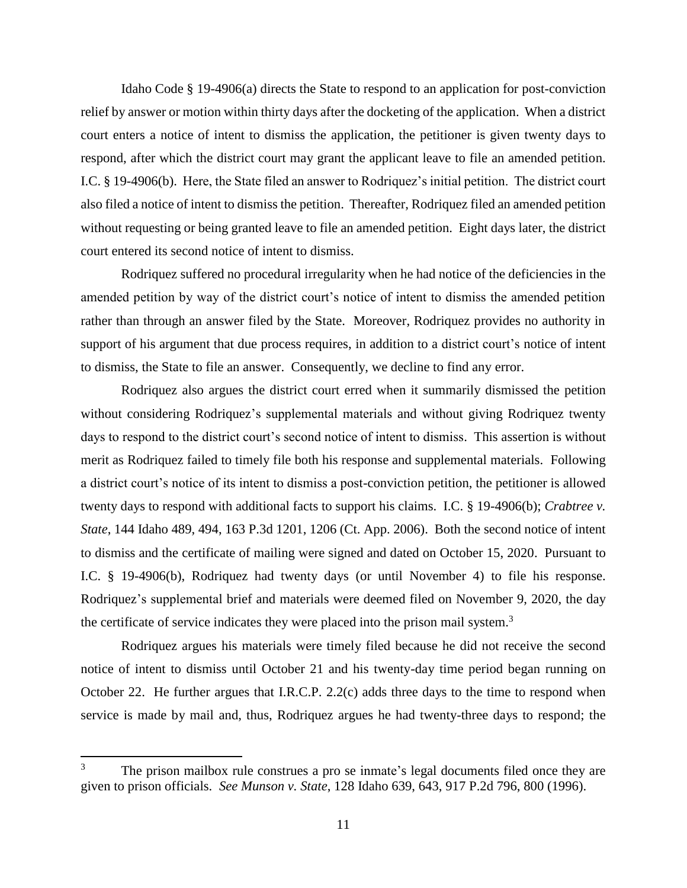Idaho Code § 19-4906(a) directs the State to respond to an application for post-conviction relief by answer or motion within thirty days after the docketing of the application. When a district court enters a notice of intent to dismiss the application, the petitioner is given twenty days to respond, after which the district court may grant the applicant leave to file an amended petition. I.C. § 19-4906(b). Here, the State filed an answer to Rodriquez's initial petition. The district court also filed a notice of intent to dismiss the petition. Thereafter, Rodriquez filed an amended petition without requesting or being granted leave to file an amended petition. Eight days later, the district court entered its second notice of intent to dismiss.

Rodriquez suffered no procedural irregularity when he had notice of the deficiencies in the amended petition by way of the district court's notice of intent to dismiss the amended petition rather than through an answer filed by the State. Moreover, Rodriquez provides no authority in support of his argument that due process requires, in addition to a district court's notice of intent to dismiss, the State to file an answer. Consequently, we decline to find any error.

Rodriquez also argues the district court erred when it summarily dismissed the petition without considering Rodriquez's supplemental materials and without giving Rodriquez twenty days to respond to the district court's second notice of intent to dismiss. This assertion is without merit as Rodriquez failed to timely file both his response and supplemental materials. Following a district court's notice of its intent to dismiss a post-conviction petition, the petitioner is allowed twenty days to respond with additional facts to support his claims. I.C. § 19-4906(b); *Crabtree v. State*, 144 Idaho 489, 494, 163 P.3d 1201, 1206 (Ct. App. 2006). Both the second notice of intent to dismiss and the certificate of mailing were signed and dated on October 15, 2020. Pursuant to I.C. § 19-4906(b), Rodriquez had twenty days (or until November 4) to file his response. Rodriquez's supplemental brief and materials were deemed filed on November 9, 2020, the day the certificate of service indicates they were placed into the prison mail system.[3]

Rodriquez argues his materials were timely filed because he did not receive the second notice of intent to dismiss until October 21 and his twenty-day time period began running on October 22. He further argues that I.R.C.P. 2.2(c) adds three days to the time to respond when service is made by mail and, thus, Rodriquez argues he had twenty-three days to respond; the

---

[3] The prison mailbox rule construes a pro se inmate's legal documents filed once they are given to prison officials. *See Munson v. State*, 128 Idaho 639, 643, 917 P.2d 796, 800 (1996).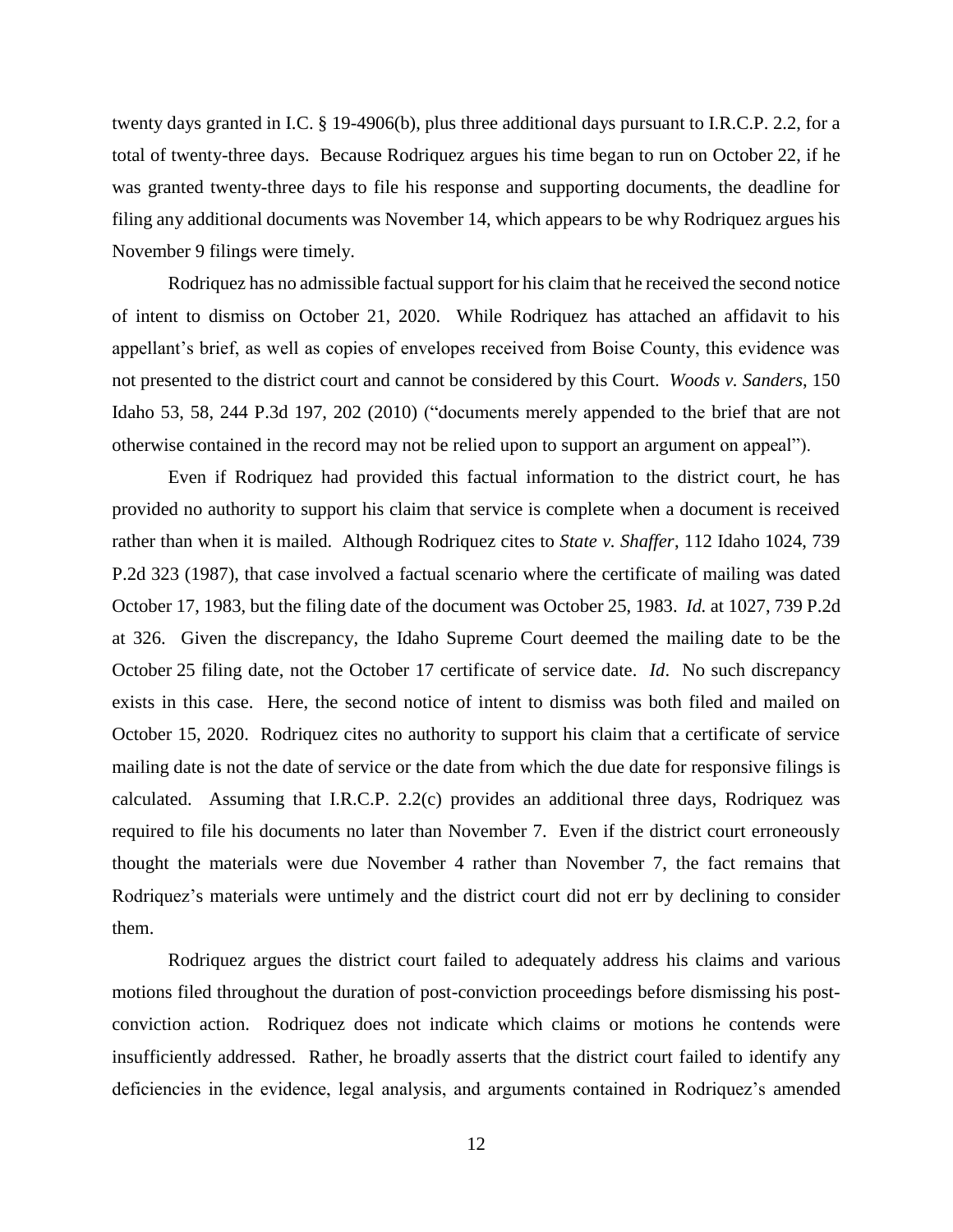twenty days granted in I.C. § 19-4906(b), plus three additional days pursuant to I.R.C.P. 2.2, for a total of twenty-three days. Because Rodriquez argues his time began to run on October 22, if he was granted twenty-three days to file his response and supporting documents, the deadline for filing any additional documents was November 14, which appears to be why Rodriquez argues his November 9 filings were timely.

Rodriquez has no admissible factual support for his claim that he received the second notice of intent to dismiss on October 21, 2020. While Rodriquez has attached an affidavit to his appellant's brief, as well as copies of envelopes received from Boise County, this evidence was not presented to the district court and cannot be considered by this Court. *Woods v. Sanders*, 150 Idaho 53, 58, 244 P.3d 197, 202 (2010) ("documents merely appended to the brief that are not otherwise contained in the record may not be relied upon to support an argument on appeal").

Even if Rodriquez had provided this factual information to the district court, he has provided no authority to support his claim that service is complete when a document is received rather than when it is mailed. Although Rodriquez cites to *State v. Shaffer*, 112 Idaho 1024, 739 P.2d 323 (1987), that case involved a factual scenario where the certificate of mailing was dated October 17, 1983, but the filing date of the document was October 25, 1983. *Id.* at 1027, 739 P.2d at 326. Given the discrepancy, the Idaho Supreme Court deemed the mailing date to be the October 25 filing date, not the October 17 certificate of service date. *Id*. No such discrepancy exists in this case. Here, the second notice of intent to dismiss was both filed and mailed on October 15, 2020. Rodriquez cites no authority to support his claim that a certificate of service mailing date is not the date of service or the date from which the due date for responsive filings is calculated. Assuming that I.R.C.P. 2.2(c) provides an additional three days, Rodriquez was required to file his documents no later than November 7. Even if the district court erroneously thought the materials were due November 4 rather than November 7, the fact remains that Rodriquez's materials were untimely and the district court did not err by declining to consider them.

Rodriquez argues the district court failed to adequately address his claims and various motions filed throughout the duration of post-conviction proceedings before dismissing his post-conviction action. Rodriquez does not indicate which claims or motions he contends were insufficiently addressed. Rather, he broadly asserts that the district court failed to identify any deficiencies in the evidence, legal analysis, and arguments contained in Rodriquez's amended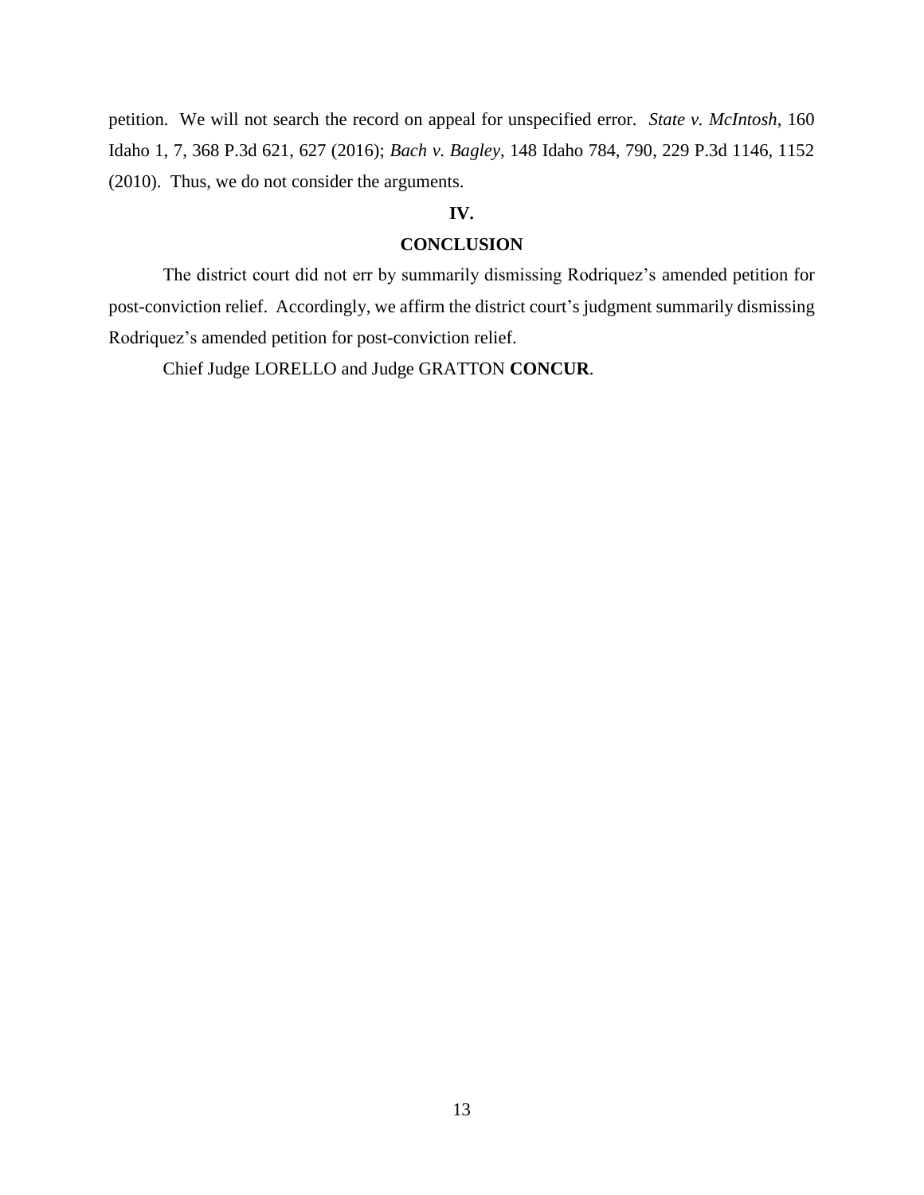petition. We will not search the record on appeal for unspecified error. *State v. McIntosh*, 160 Idaho 1, 7, 368 P.3d 621, 627 (2016); *Bach v. Bagley*, 148 Idaho 784, 790, 229 P.3d 1146, 1152 (2010). Thus, we do not consider the arguments.

## IV.

## CONCLUSION

The district court did not err by summarily dismissing Rodriquez's amended petition for post-conviction relief. Accordingly, we affirm the district court's judgment summarily dismissing Rodriquez's amended petition for post-conviction relief.

Chief Judge LORELLO and Judge GRATTON **CONCUR**.